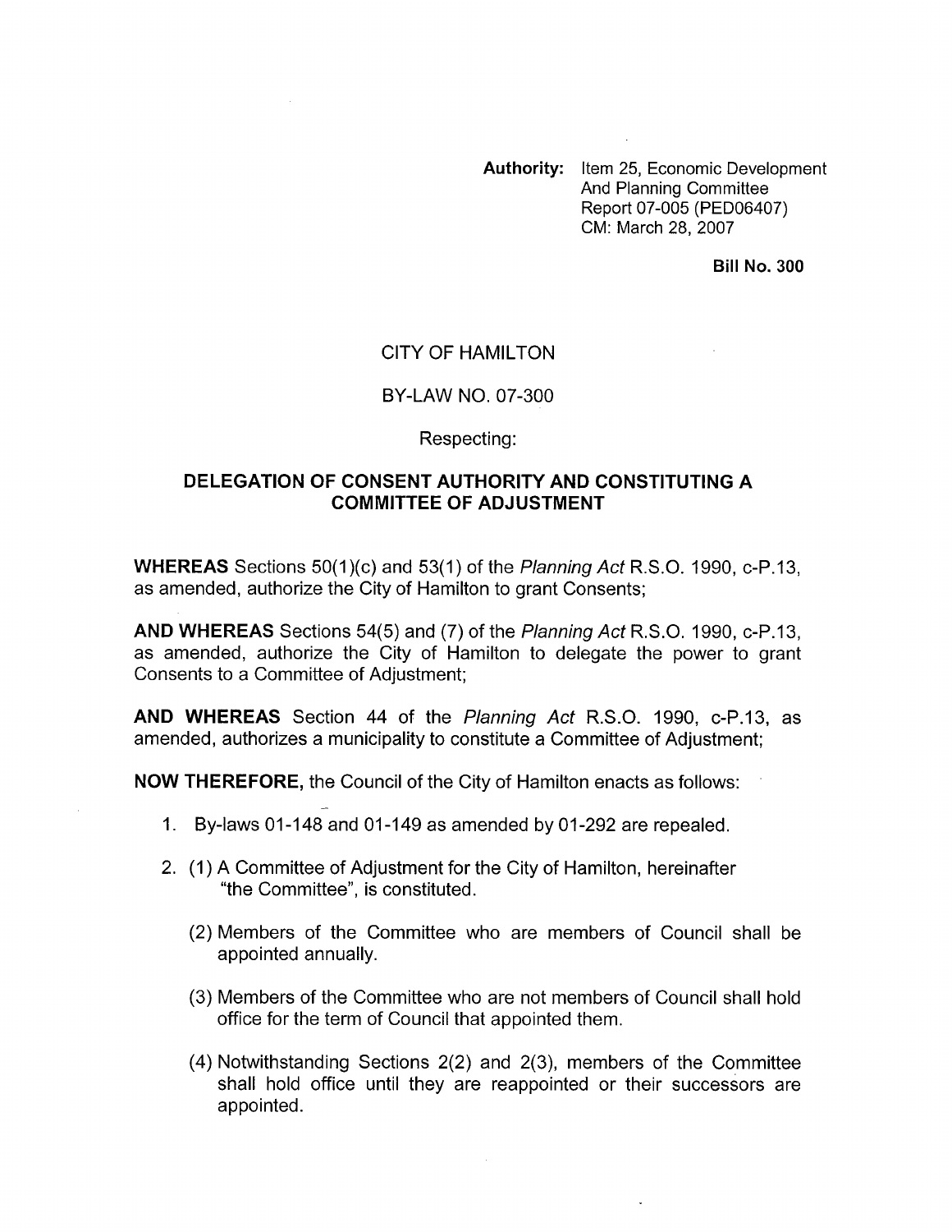**Authority:** Item 25, Economic Development And Planning Committee Report 07-005 (PED06407) CM: March 28, 2007

**Bill No. 300**

CITY OF HAMILTON

BY-LAW NO. 07-300

Respecting:

**DELEGATION OF CONSENT AUTHORITY AND CONSTITUTING A COMMITTEE OF ADJUSTMENT**

**WHEREAS** Sections 50(1)(c) and 53(1) of the *Planning Act* R.S.O. 1990, c-P.13, as amended, authorize the City of Hamilton to grant Consents;

**AND WHEREAS** Sections 54(5) and (7) of the *Planning Act* R.S.O. 1990, c-P.13, as amended, authorize the City of Hamilton to delegate the power to grant Consents to a Committee of Adjustment;

**AND WHEREAS** Section 44 of the *Planning Act* R.S.O. 1990, c-P.13, as amended, authorizes a municipality to constitute a Committee of Adjustment;

**NOW THEREFORE,** the Council of the City of Hamilton enacts as follows:

1. By-laws 01-148 and 01-149 as amended by 01-292 are repealed.
2. (1) A Committee of Adjustment for the City of Hamilton, hereinafter "the Committee", is constituted.

   (2) Members of the Committee who are members of Council shall be appointed annually.

   (3) Members of the Committee who are not members of Council shall hold office for the term of Council that appointed them.

   (4) Notwithstanding Sections 2(2) and 2(3), members of the Committee shall hold office until they are reappointed or their successors are appointed.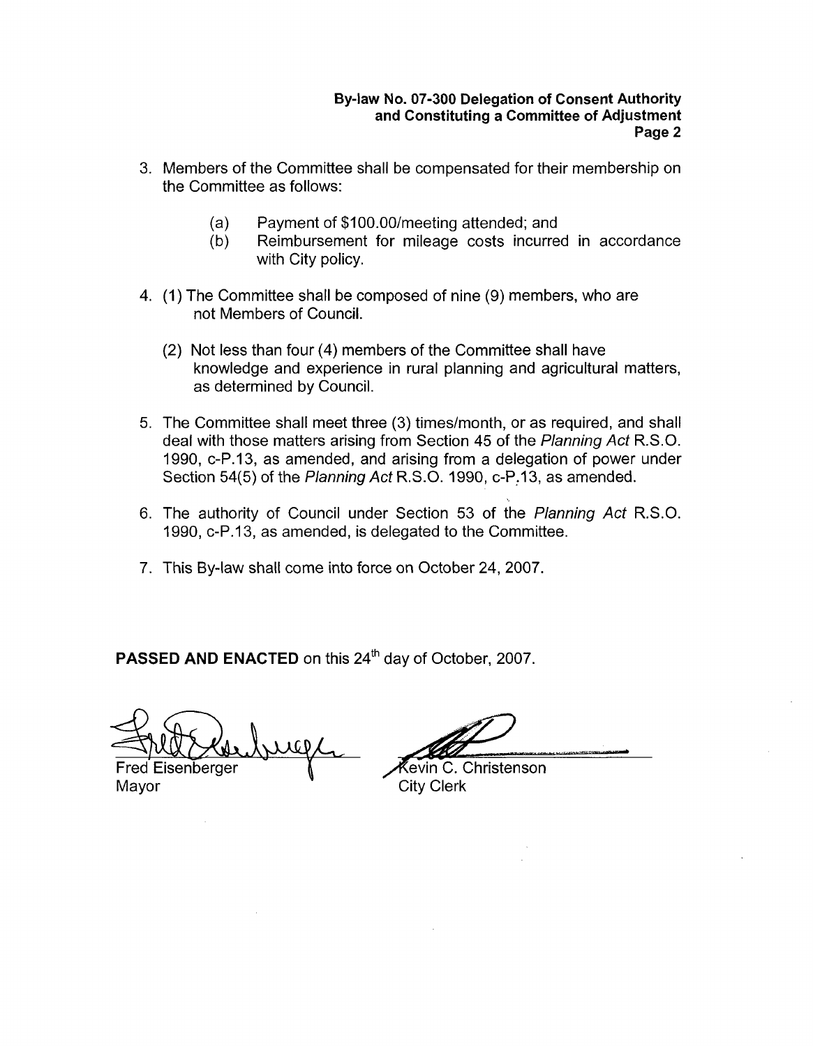3. Members of the Committee shall be compensated for their membership on the Committee as follows:

   (a) Payment of $100.00/meeting attended; and
   (b) Reimbursement for mileage costs incurred in accordance with City policy.

4. (1) The Committee shall be composed of nine (9) members, who are not Members of Council.

   (2) Not less than four (4) members of the Committee shall have knowledge and experience in rural planning and agricultural matters, as determined by Council.

5. The Committee shall meet three (3) times/month, or as required, and shall deal with those matters arising from Section 45 of the *Planning Act* R.S.O. 1990, c-P.13, as amended, and arising from a delegation of power under Section 54(5) of the *Planning Act* R.S.O. 1990, c-P.13, as amended.

6. The authority of Council under Section 53 of the *Planning Act* R.S.O. 1990, c-P.13, as amended, is delegated to the Committee.

7. This By-law shall come into force on October 24, 2007.

**PASSED AND ENACTED** on this 24th day of October, 2007.

Fred Eisenberger
Mayor

Kevin C. Christenson
City Clerk